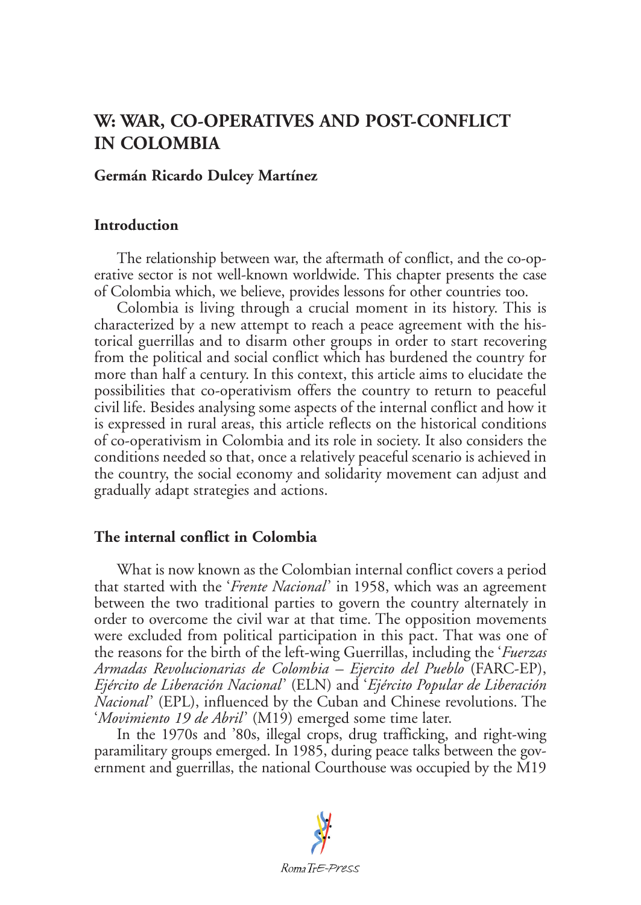# W: WAR, CO-OPERATIVES AND POST-CONFLICT IN COLOMBIA

**Germán Ricardo Dulcey Martínez**

## Introduction

The relationship between war, the aftermath of conflict, and the co-operative sector is not well-known worldwide. This chapter presents the case of Colombia which, we believe, provides lessons for other countries too.

Colombia is living through a crucial moment in its history. This is characterized by a new attempt to reach a peace agreement with the historical guerrillas and to disarm other groups in order to start recovering from the political and social conflict which has burdened the country for more than half a century. In this context, this article aims to elucidate the possibilities that co-operativism offers the country to return to peaceful civil life. Besides analysing some aspects of the internal conflict and how it is expressed in rural areas, this article reflects on the historical conditions of co-operativism in Colombia and its role in society. It also considers the conditions needed so that, once a relatively peaceful scenario is achieved in the country, the social economy and solidarity movement can adjust and gradually adapt strategies and actions.

## The internal conflict in Colombia

What is now known as the Colombian internal conflict covers a period that started with the '*Frente Nacional*' in 1958, which was an agreement between the two traditional parties to govern the country alternately in order to overcome the civil war at that time. The opposition movements were excluded from political participation in this pact. That was one of the reasons for the birth of the left-wing Guerrillas, including the '*Fuerzas Armadas Revolucionarias de Colombia – Ejercito del Pueblo* (FARC-EP), *Ejército de Liberación Nacional*' (ELN) and '*Ejército Popular de Liberación Nacional*' (EPL), influenced by the Cuban and Chinese revolutions. The '*Movimiento 19 de Abril*' (M19) emerged some time later.

In the 1970s and '80s, illegal crops, drug trafficking, and right-wing paramilitary groups emerged. In 1985, during peace talks between the government and guerrillas, the national Courthouse was occupied by the M19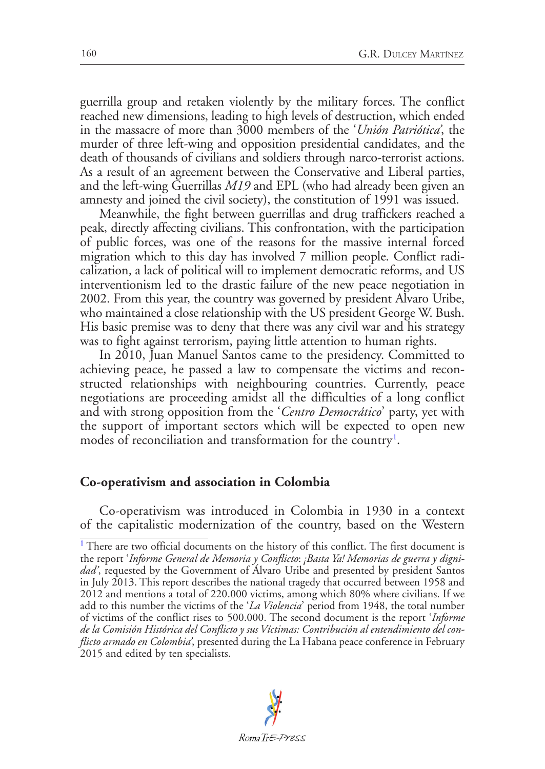guerrilla group and retaken violently by the military forces. The conflict reached new dimensions, leading to high levels of destruction, which ended in the massacre of more than 3000 members of the '*Unión Patriótica*', the murder of three left-wing and opposition presidential candidates, and the death of thousands of civilians and soldiers through narco-terrorist actions. As a result of an agreement between the Conservative and Liberal parties, and the left-wing Guerrillas *M19* and EPL (who had already been given an amnesty and joined the civil society), the constitution of 1991 was issued.

Meanwhile, the fight between guerrillas and drug traffickers reached a peak, directly affecting civilians. This confrontation, with the participation of public forces, was one of the reasons for the massive internal forced migration which to this day has involved 7 million people. Conflict radicalization, a lack of political will to implement democratic reforms, and US interventionism led to the drastic failure of the new peace negotiation in 2002. From this year, the country was governed by president Álvaro Uribe, who maintained a close relationship with the US president George W. Bush. His basic premise was to deny that there was any civil war and his strategy was to fight against terrorism, paying little attention to human rights.

In 2010, Juan Manuel Santos came to the presidency. Committed to achieving peace, he passed a law to compensate the victims and reconstructed relationships with neighbouring countries. Currently, peace negotiations are proceeding amidst all the difficulties of a long conflict and with strong opposition from the '*Centro Democrático*' party, yet with the support of important sectors which will be expected to open new modes of reconciliation and transformation for the country[1].

## Co-operativism and association in Colombia

Co-operativism was introduced in Colombia in 1930 in a context of the capitalistic modernization of the country, based on the Western

[1] There are two official documents on the history of this conflict. The first document is the report '*Informe General de Memoria y Conflicto*: *¡Basta Ya! Memorias de guerra y dignidad*', requested by the Government of Álvaro Uribe and presented by president Santos in July 2013. This report describes the national tragedy that occurred between 1958 and 2012 and mentions a total of 220.000 victims, among which 80% where civilians. If we add to this number the victims of the '*La Violencia*' period from 1948, the total number of victims of the conflict rises to 500.000. The second document is the report '*Informe de la Comisión Histórica del Conflicto y sus Víctimas: Contribución al entendimiento del conflicto armado en Colombia*', presented during the La Habana peace conference in February 2015 and edited by ten specialists.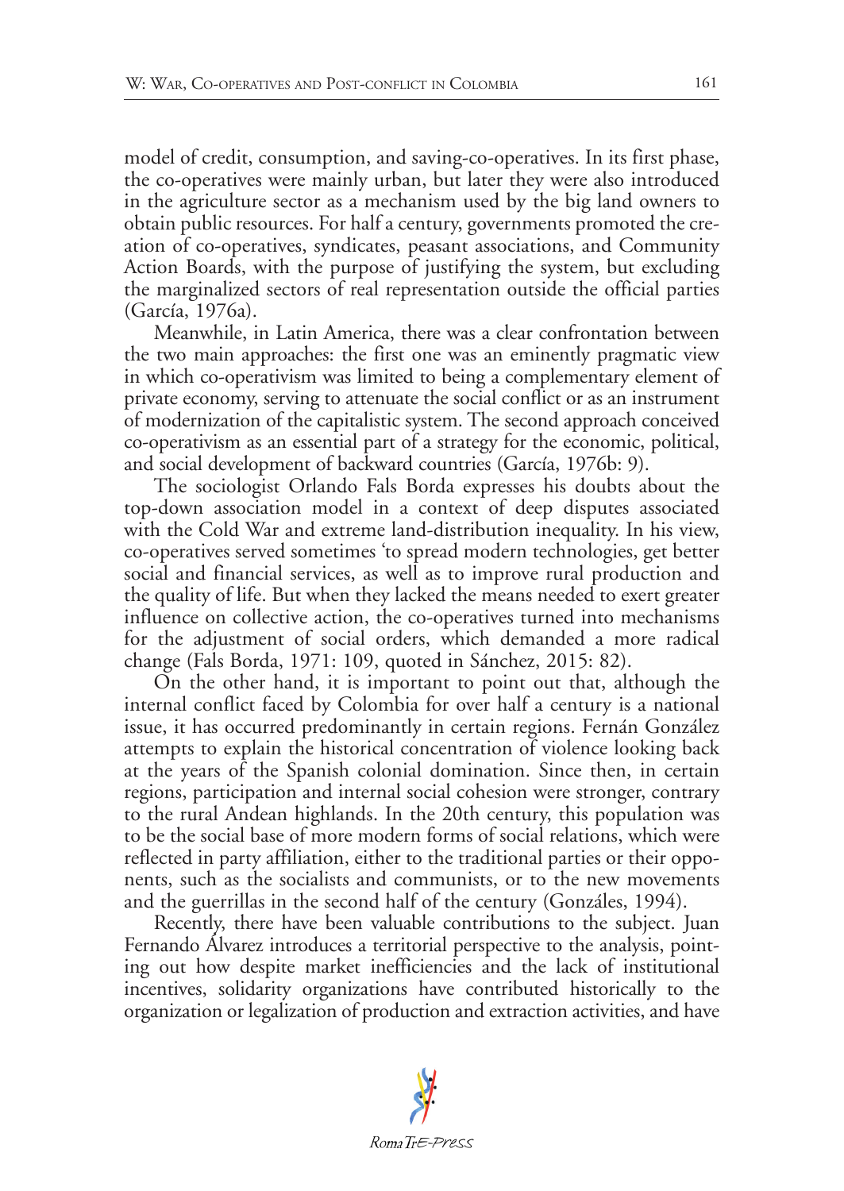model of credit, consumption, and saving-co-operatives. In its first phase, the co-operatives were mainly urban, but later they were also introduced in the agriculture sector as a mechanism used by the big land owners to obtain public resources. For half a century, governments promoted the creation of co-operatives, syndicates, peasant associations, and Community Action Boards, with the purpose of justifying the system, but excluding the marginalized sectors of real representation outside the official parties (García, 1976a).

Meanwhile, in Latin America, there was a clear confrontation between the two main approaches: the first one was an eminently pragmatic view in which co-operativism was limited to being a complementary element of private economy, serving to attenuate the social conflict or as an instrument of modernization of the capitalistic system. The second approach conceived co-operativism as an essential part of a strategy for the economic, political, and social development of backward countries (García, 1976b: 9).

The sociologist Orlando Fals Borda expresses his doubts about the top-down association model in a context of deep disputes associated with the Cold War and extreme land-distribution inequality. In his view, co-operatives served sometimes 'to spread modern technologies, get better social and financial services, as well as to improve rural production and the quality of life. But when they lacked the means needed to exert greater influence on collective action, the co-operatives turned into mechanisms for the adjustment of social orders, which demanded a more radical change (Fals Borda, 1971: 109, quoted in Sánchez, 2015: 82).

On the other hand, it is important to point out that, although the internal conflict faced by Colombia for over half a century is a national issue, it has occurred predominantly in certain regions. Fernán González attempts to explain the historical concentration of violence looking back at the years of the Spanish colonial domination. Since then, in certain regions, participation and internal social cohesion were stronger, contrary to the rural Andean highlands. In the 20th century, this population was to be the social base of more modern forms of social relations, which were reflected in party affiliation, either to the traditional parties or their opponents, such as the socialists and communists, or to the new movements and the guerrillas in the second half of the century (Gonzáles, 1994).

Recently, there have been valuable contributions to the subject. Juan Fernando Álvarez introduces a territorial perspective to the analysis, pointing out how despite market inefficiencies and the lack of institutional incentives, solidarity organizations have contributed historically to the organization or legalization of production and extraction activities, and have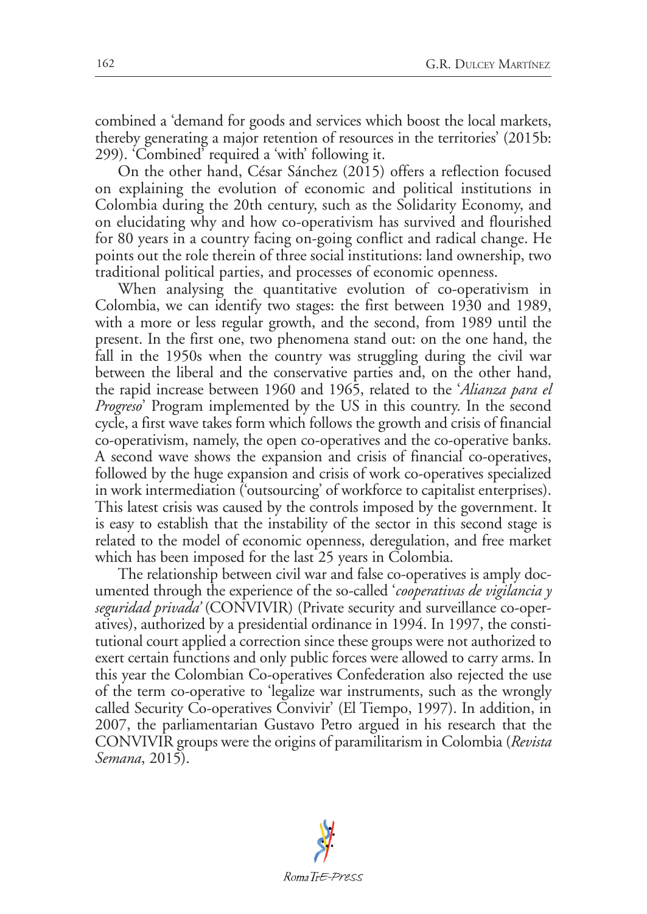combined a 'demand for goods and services which boost the local markets, thereby generating a major retention of resources in the territories' (2015b: 299). 'Combined' required a 'with' following it.

On the other hand, César Sánchez (2015) offers a reflection focused on explaining the evolution of economic and political institutions in Colombia during the 20th century, such as the Solidarity Economy, and on elucidating why and how co-operativism has survived and flourished for 80 years in a country facing on-going conflict and radical change. He points out the role therein of three social institutions: land ownership, two traditional political parties, and processes of economic openness.

When analysing the quantitative evolution of co-operativism in Colombia, we can identify two stages: the first between 1930 and 1989, with a more or less regular growth, and the second, from 1989 until the present. In the first one, two phenomena stand out: on the one hand, the fall in the 1950s when the country was struggling during the civil war between the liberal and the conservative parties and, on the other hand, the rapid increase between 1960 and 1965, related to the '*Alianza para el Progreso*' Program implemented by the US in this country. In the second cycle, a first wave takes form which follows the growth and crisis of financial co-operativism, namely, the open co-operatives and the co-operative banks. A second wave shows the expansion and crisis of financial co-operatives, followed by the huge expansion and crisis of work co-operatives specialized in work intermediation ('outsourcing' of workforce to capitalist enterprises). This latest crisis was caused by the controls imposed by the government. It is easy to establish that the instability of the sector in this second stage is related to the model of economic openness, deregulation, and free market which has been imposed for the last 25 years in Colombia.

The relationship between civil war and false co-operatives is amply documented through the experience of the so-called '*cooperativas de vigilancia y seguridad privada*' (CONVIVIR) (Private security and surveillance co-operatives), authorized by a presidential ordinance in 1994. In 1997, the constitutional court applied a correction since these groups were not authorized to exert certain functions and only public forces were allowed to carry arms. In this year the Colombian Co-operatives Confederation also rejected the use of the term co-operative to 'legalize war instruments, such as the wrongly called Security Co-operatives Convivir' (El Tiempo, 1997). In addition, in 2007, the parliamentarian Gustavo Petro argued in his research that the CONVIVIR groups were the origins of paramilitarism in Colombia (*Revista Semana*, 2015).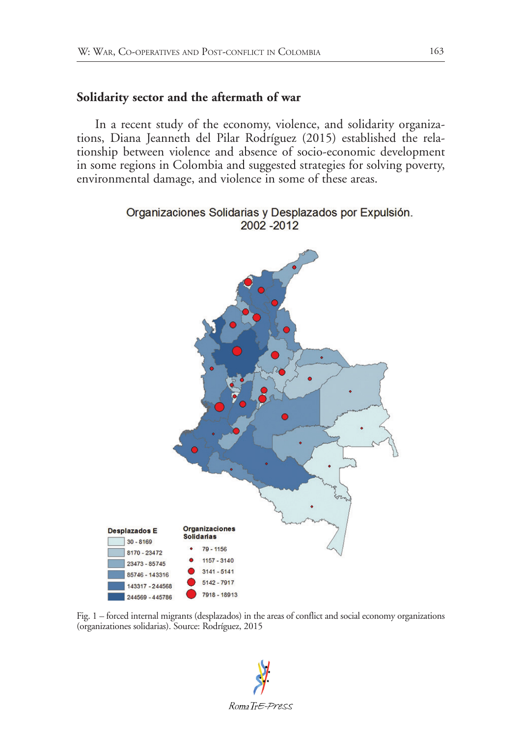## Solidarity sector and the aftermath of war

In a recent study of the economy, violence, and solidarity organizations, Diana Jeanneth del Pilar Rodríguez (2015) established the relationship between violence and absence of socio-economic development in some regions in Colombia and suggested strategies for solving poverty, environmental damage, and violence in some of these areas.

Organizaciones Solidarias y Desplazados por Expulsión. 2002 -2012

| Desplazados E |
|---|
| 30 - 8169 |
| 8170 - 23472 |
| 23473 - 85745 |
| 85746 - 143316 |
| 143317 - 244568 |
| 244569 - 445786 |

| Organizaciones Solidarias |
|---|
| 79 - 1156 |
| 1157 - 3140 |
| 3141 - 5141 |
| 5142 - 7917 |
| 7918 - 18913 |

Fig. 1 – forced internal migrants (desplazados) in the areas of conflict and social economy organizations (organizationes solidarias). Source: Rodríguez, 2015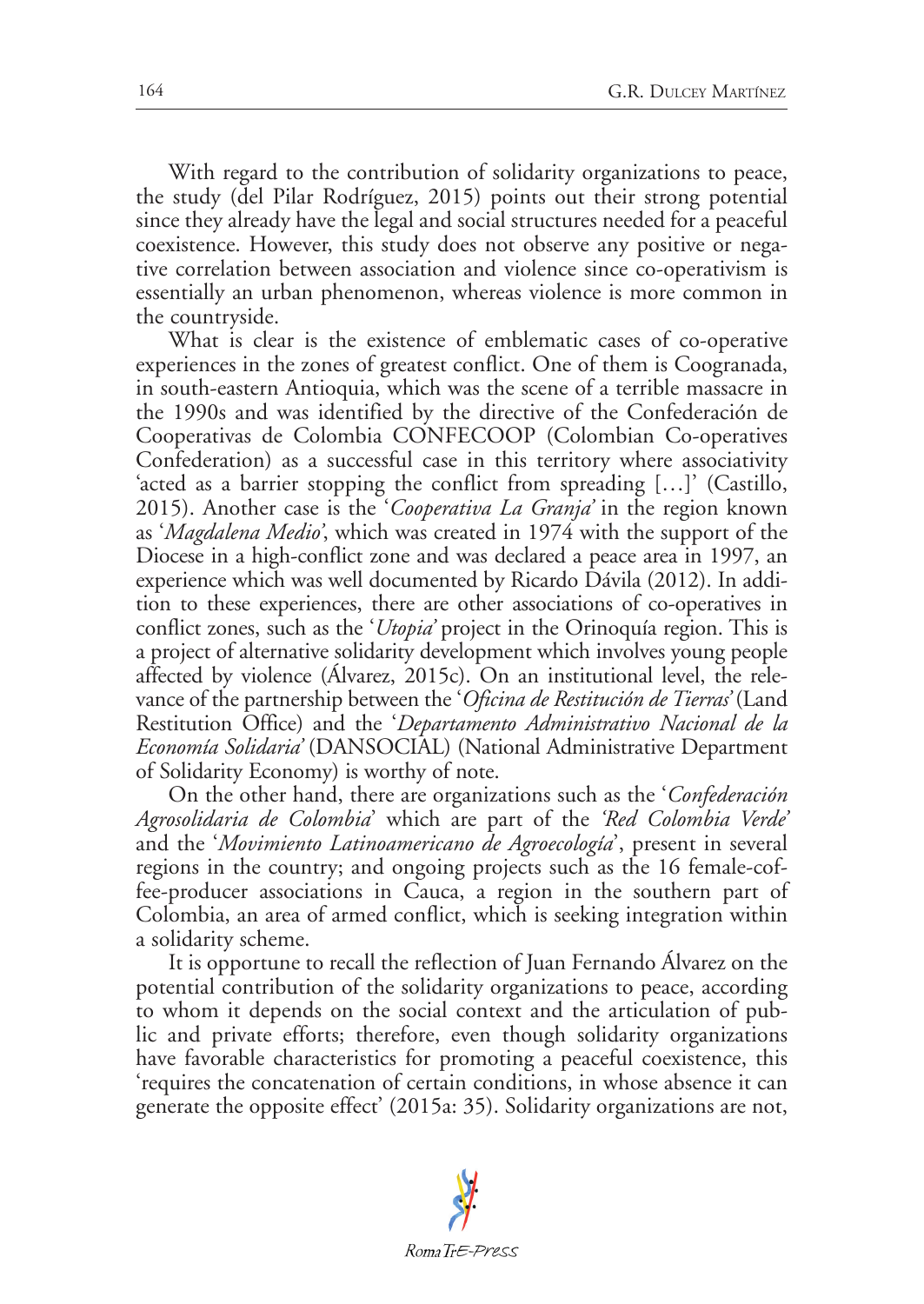With regard to the contribution of solidarity organizations to peace, the study (del Pilar Rodríguez, 2015) points out their strong potential since they already have the legal and social structures needed for a peaceful coexistence. However, this study does not observe any positive or negative correlation between association and violence since co-operativism is essentially an urban phenomenon, whereas violence is more common in the countryside.

What is clear is the existence of emblematic cases of co-operative experiences in the zones of greatest conflict. One of them is Coogranada, in south-eastern Antioquia, which was the scene of a terrible massacre in the 1990s and was identified by the directive of the Confederación de Cooperativas de Colombia CONFECOOP (Colombian Co-operatives Confederation) as a successful case in this territory where associativity 'acted as a barrier stopping the conflict from spreading […]' (Castillo, 2015). Another case is the '*Cooperativa La Granja*' in the region known as '*Magdalena Medio*', which was created in 1974 with the support of the Diocese in a high-conflict zone and was declared a peace area in 1997, an experience which was well documented by Ricardo Dávila (2012). In addition to these experiences, there are other associations of co-operatives in conflict zones, such as the '*Utopia*' project in the Orinoquía region. This is a project of alternative solidarity development which involves young people affected by violence (Álvarez, 2015c). On an institutional level, the relevance of the partnership between the '*Oficina de Restitución de Tierras*' (Land Restitution Office) and the '*Departamento Administrativo Nacional de la Economía Solidaria*' (DANSOCIAL) (National Administrative Department of Solidarity Economy) is worthy of note.

On the other hand, there are organizations such as the '*Confederación Agrosolidaria de Colombia*' which are part of the *'Red Colombia Verde'* and the '*Movimiento Latinoamericano de Agroecología*', present in several regions in the country; and ongoing projects such as the 16 female-coffee-producer associations in Cauca, a region in the southern part of Colombia, an area of armed conflict, which is seeking integration within a solidarity scheme.

It is opportune to recall the reflection of Juan Fernando Álvarez on the potential contribution of the solidarity organizations to peace, according to whom it depends on the social context and the articulation of public and private efforts; therefore, even though solidarity organizations have favorable characteristics for promoting a peaceful coexistence, this 'requires the concatenation of certain conditions, in whose absence it can generate the opposite effect' (2015a: 35). Solidarity organizations are not,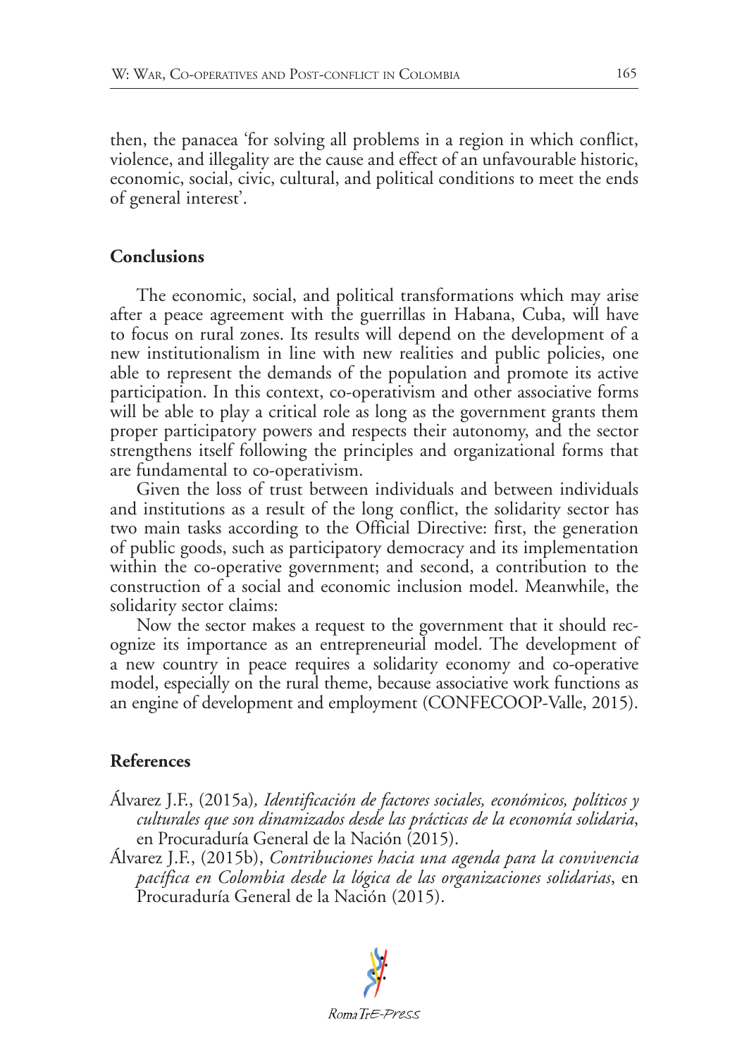then, the panacea 'for solving all problems in a region in which conflict, violence, and illegality are the cause and effect of an unfavourable historic, economic, social, civic, cultural, and political conditions to meet the ends of general interest'.

## Conclusions

The economic, social, and political transformations which may arise after a peace agreement with the guerrillas in Habana, Cuba, will have to focus on rural zones. Its results will depend on the development of a new institutionalism in line with new realities and public policies, one able to represent the demands of the population and promote its active participation. In this context, co-operativism and other associative forms will be able to play a critical role as long as the government grants them proper participatory powers and respects their autonomy, and the sector strengthens itself following the principles and organizational forms that are fundamental to co-operativism.

Given the loss of trust between individuals and between individuals and institutions as a result of the long conflict, the solidarity sector has two main tasks according to the Official Directive: first, the generation of public goods, such as participatory democracy and its implementation within the co-operative government; and second, a contribution to the construction of a social and economic inclusion model. Meanwhile, the solidarity sector claims:

Now the sector makes a request to the government that it should recognize its importance as an entrepreneurial model. The development of a new country in peace requires a solidarity economy and co-operative model, especially on the rural theme, because associative work functions as an engine of development and employment (CONFECOOP-Valle, 2015).

## References

Álvarez J.F., (2015a), *Identificación de factores sociales, económicos, políticos y culturales que son dinamizados desde las prácticas de la economía solidaria*, en Procuraduría General de la Nación (2015).

Álvarez J.F., (2015b), *Contribuciones hacia una agenda para la convivencia pacífica en Colombia desde la lógica de las organizaciones solidarias*, en Procuraduría General de la Nación (2015).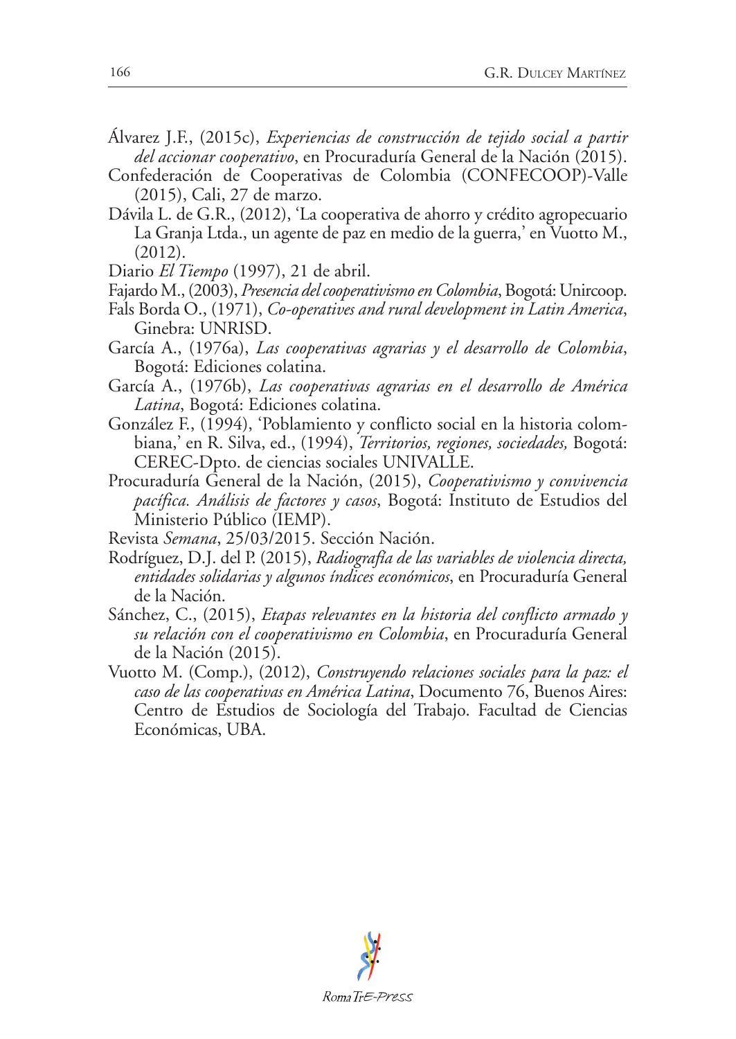Álvarez J.F., (2015c), *Experiencias de construcción de tejido social a partir del accionar cooperativo*, en Procuraduría General de la Nación (2015).

Confederación de Cooperativas de Colombia (CONFECOOP)-Valle (2015), Cali, 27 de marzo.

Dávila L. de G.R., (2012), 'La cooperativa de ahorro y crédito agropecuario La Granja Ltda., un agente de paz en medio de la guerra,' en Vuotto M., (2012).

Diario *El Tiempo* (1997), 21 de abril.

Fajardo M., (2003), *Presencia del cooperativismo en Colombia*, Bogotá: Unircoop.

Fals Borda O., (1971), *Co-operatives and rural development in Latin America*, Ginebra: UNRISD.

García A., (1976a), *Las cooperativas agrarias y el desarrollo de Colombia*, Bogotá: Ediciones colatina.

García A., (1976b), *Las cooperativas agrarias en el desarrollo de América Latina*, Bogotá: Ediciones colatina.

González F., (1994), 'Poblamiento y conflicto social en la historia colombiana,' en R. Silva, ed., (1994), *Territorios, regiones, sociedades,* Bogotá: CEREC-Dpto. de ciencias sociales UNIVALLE.

Procuraduría General de la Nación, (2015), *Cooperativismo y convivencia pacífica. Análisis de factores y casos*, Bogotá: Instituto de Estudios del Ministerio Público (IEMP).

Revista *Semana*, 25/03/2015. Sección Nación.

Rodríguez, D.J. del P. (2015), *Radiografía de las variables de violencia directa, entidades solidarias y algunos índices económicos*, en Procuraduría General de la Nación.

Sánchez, C., (2015), *Etapas relevantes en la historia del conflicto armado y su relación con el cooperativismo en Colombia*, en Procuraduría General de la Nación (2015).

Vuotto M. (Comp.), (2012), *Construyendo relaciones sociales para la paz: el caso de las cooperativas en América Latina*, Documento 76, Buenos Aires: Centro de Estudios de Sociología del Trabajo. Facultad de Ciencias Económicas, UBA.